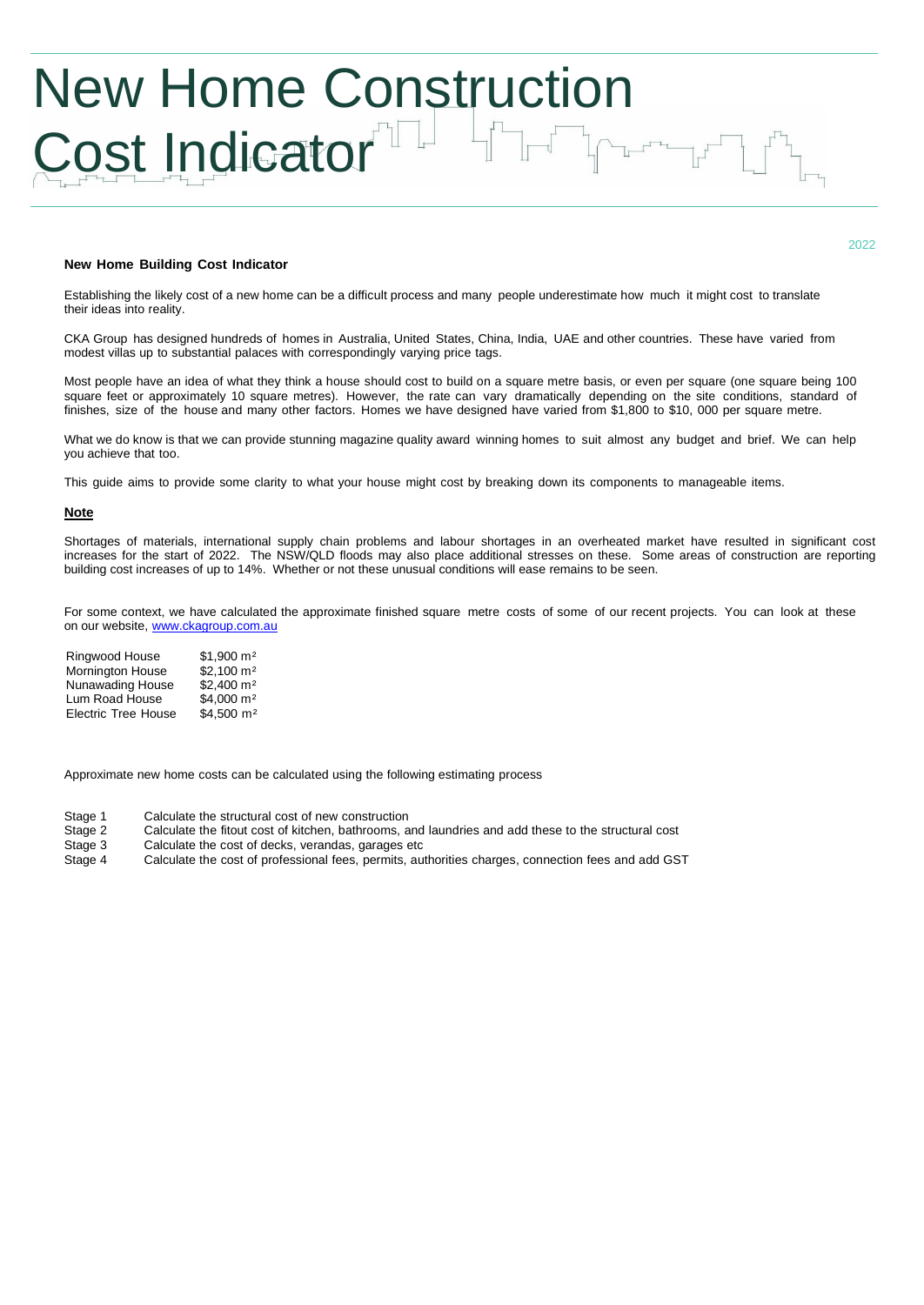# New Home Construction Cost Indicator

2022

**New Home Building Cost Indicator**

Establishing the likely cost of a new home can be a difficult process and many people underestimate how much it might cost to translate their ideas into reality.

CKA Group has designed hundreds of homes in Australia, United States, China, India, UAE and other countries. These have varied from modest villas up to substantial palaces with correspondingly varying price tags.

Most people have an idea of what they think a house should cost to build on a square metre basis, or even per square (one square being 100 square feet or approximately 10 square metres). However, the rate can vary dramatically depending on the site conditions, standard of finishes, size of the house and many other factors. Homes we have designed have varied from $1,800 to $10, 000 per square metre.

What we do know is that we can provide stunning magazine quality award winning homes to suit almost any budget and brief. We can help you achieve that too.

This guide aims to provide some clarity to what your house might cost by breaking down its components to manageable items.

**Note**

Shortages of materials, international supply chain problems and labour shortages in an overheated market have resulted in significant cost increases for the start of 2022. The NSW/QLD floods may also place additional stresses on these. Some areas of construction are reporting building cost increases of up to 14%. Whether or not these unusual conditions will ease remains to be seen.

For some context, we have calculated the approximate finished square metre costs of some of our recent projects. You can look at these on our website, [www.ckagroup.com.au](http://www.ckagroup.com.au)

| | |
|---|---|
| Ringwood House | $1,900 m² |
| Mornington House | $2,100 m² |
| Nunawading House | $2,400 m² |
| Lum Road House | $4,000 m² |
| Electric Tree House | $4,500 m² |

Approximate new home costs can be calculated using the following estimating process

| | |
|---|---|
| Stage 1 | Calculate the structural cost of new construction |
| Stage 2 | Calculate the fitout cost of kitchen, bathrooms, and laundries and add these to the structural cost |
| Stage 3 | Calculate the cost of decks, verandas, garages etc |
| Stage 4 | Calculate the cost of professional fees, permits, authorities charges, connection fees and add GST |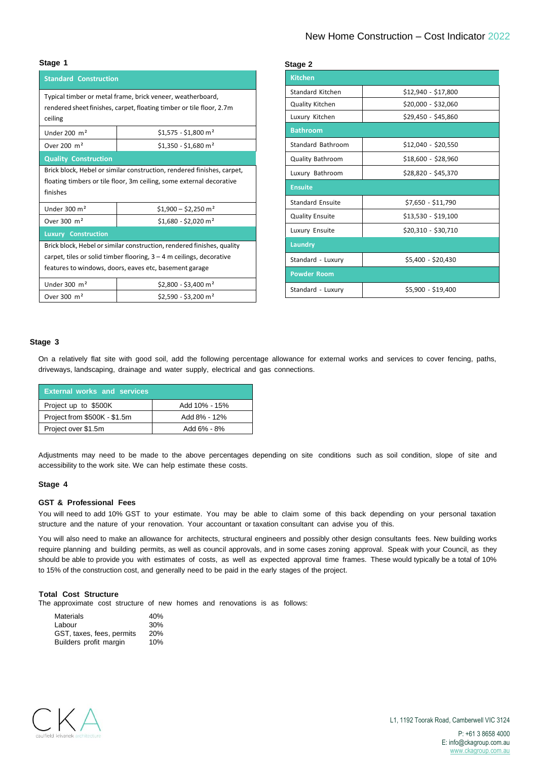### Stage 1

| Standard Construction | |
|---|---|
| Typical timber or metal frame, brick veneer, weatherboard, rendered sheet finishes, carpet, floating timber or tile floor, 2.7m ceiling | |
| Under 200 m² | $1,575 - $1,800 m² |
| Over 200 m² | $1,350 - $1,680 m² |
| **Quality Construction** | |
| Brick block, Hebel or similar construction, rendered finishes, carpet, floating timbers or tile floor, 3m ceiling, some external decorative finishes | |
| Under 300 m² | $1,900 – $2,250 m² |
| Over 300 m² | $1,680 - $2,020 m² |
| **Luxury Construction** | |
| Brick block, Hebel or similar construction, rendered finishes, quality carpet, tiles or solid timber flooring, 3 – 4 m ceilings, decorative features to windows, doors, eaves etc, basement garage | |
| Under 300 m² | $2,800 - $3,400 m² |
| Over 300 m² | $2,590 - $3,200 m² |

### Stage 2

| Kitchen | |
|---|---|
| Standard Kitchen | $12,940 - $17,800 |
| Quality Kitchen | $20,000 - $32,060 |
| Luxury Kitchen | $29,450 - $45,860 |
| **Bathroom** | |
| Standard Bathroom | $12,040 - $20,550 |
| Quality Bathroom | $18,600 - $28,960 |
| Luxury Bathroom | $28,820 - $45,370 |
| **Ensuite** | |
| Standard Ensuite | $7,650 - $11,790 |
| Quality Ensuite | $13,530 - $19,100 |
| Luxury Ensuite | $20,310 - $30,710 |
| **Laundry** | |
| Standard - Luxury | $5,400 - $20,430 |
| **Powder Room** | |
| Standard - Luxury | $5,900 - $19,400 |

### Stage 3

On a relatively flat site with good soil, add the following percentage allowance for external works and services to cover fencing, paths, driveways, landscaping, drainage and water supply, electrical and gas connections.

| External works and services | |
|---|---|
| Project up to $500K | Add 10% - 15% |
| Project from $500K - $1.5m | Add 8% - 12% |
| Project over $1.5m | Add 6% - 8% |

Adjustments may need to be made to the above percentages depending on site conditions such as soil condition, slope of site and accessibility to the work site. We can help estimate these costs.

### Stage 4

**GST & Professional Fees**

You will need to add 10% GST to your estimate. You may be able to claim some of this back depending on your personal taxation structure and the nature of your renovation. Your accountant or taxation consultant can advise you of this.

You will also need to make an allowance for architects, structural engineers and possibly other design consultants fees. New building works require planning and building permits, as well as council approvals, and in some cases zoning approval. Speak with your Council, as they should be able to provide you with estimates of costs, as well as expected approval time frames. These would typically be a total of 10% to 15% of the construction cost, and generally need to be paid in the early stages of the project.

**Total Cost Structure**

The approximate cost structure of new homes and renovations is as follows:

| | |
|---|---|
| Materials | 40% |
| Labour | 30% |
| GST, taxes, fees, permits | 20% |
| Builders profit margin | 10% |

caulfield krivanek architecture

L1, 1192 Toorak Road, Camberwell VIC 3124

P: +61 3 8658 4000
E: info@ckagroup.com.au
www.ckagroup.com.au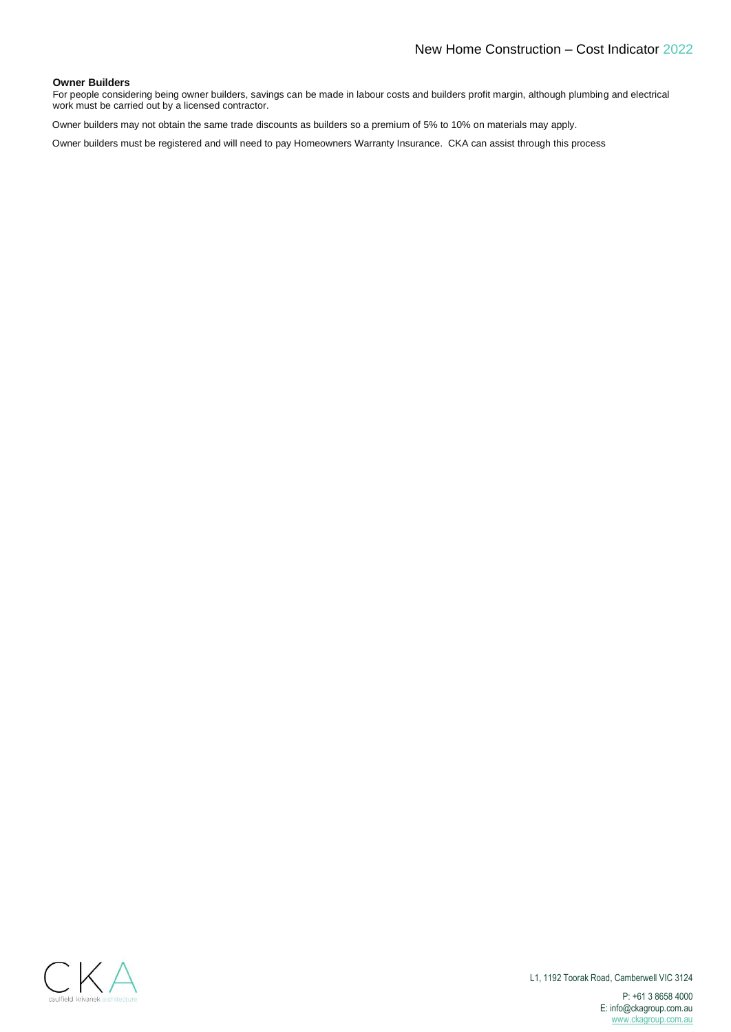**Owner Builders**

For people considering being owner builders, savings can be made in labour costs and builders profit margin, although plumbing and electrical work must be carried out by a licensed contractor.

Owner builders may not obtain the same trade discounts as builders so a premium of 5% to 10% on materials may apply.

Owner builders must be registered and will need to pay Homeowners Warranty Insurance. CKA can assist through this process